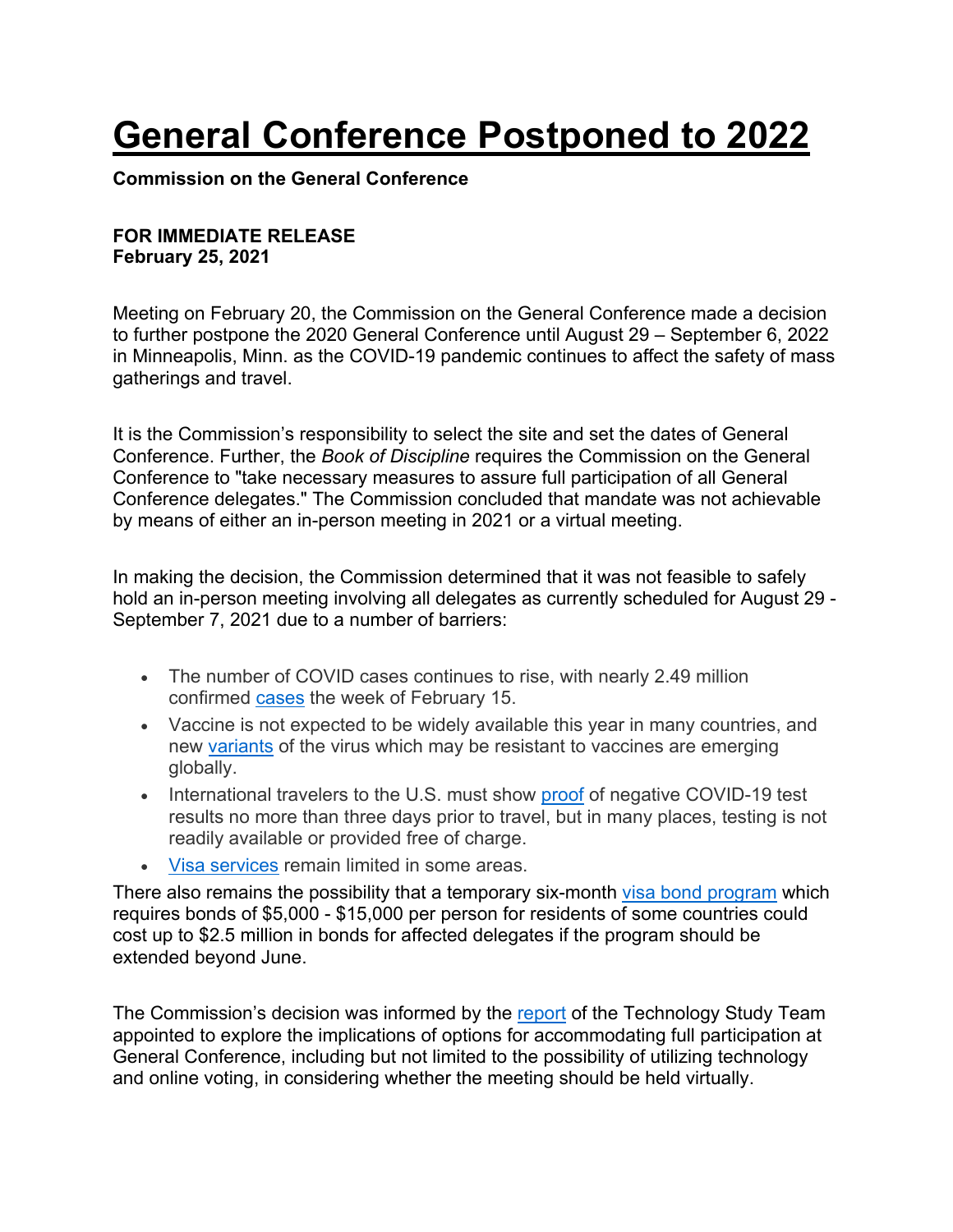# General Conference Postponed to 2022

**Commission on the General Conference**

**FOR IMMEDIATE RELEASE**
**February 25, 2021**

Meeting on February 20, the Commission on the General Conference made a decision to further postpone the 2020 General Conference until August 29 – September 6, 2022 in Minneapolis, Minn. as the COVID-19 pandemic continues to affect the safety of mass gatherings and travel.

It is the Commission's responsibility to select the site and set the dates of General Conference. Further, the *Book of Discipline* requires the Commission on the General Conference to "take necessary measures to assure full participation of all General Conference delegates." The Commission concluded that mandate was not achievable by means of either an in-person meeting in 2021 or a virtual meeting.

In making the decision, the Commission determined that it was not feasible to safely hold an in-person meeting involving all delegates as currently scheduled for August 29 - September 7, 2021 due to a number of barriers:

- The number of COVID cases continues to rise, with nearly 2.49 million confirmed cases the week of February 15.
- Vaccine is not expected to be widely available this year in many countries, and new variants of the virus which may be resistant to vaccines are emerging globally.
- International travelers to the U.S. must show proof of negative COVID-19 test results no more than three days prior to travel, but in many places, testing is not readily available or provided free of charge.
- Visa services remain limited in some areas.

There also remains the possibility that a temporary six-month visa bond program which requires bonds of $5,000 - $15,000 per person for residents of some countries could cost up to $2.5 million in bonds for affected delegates if the program should be extended beyond June.

The Commission's decision was informed by the report of the Technology Study Team appointed to explore the implications of options for accommodating full participation at General Conference, including but not limited to the possibility of utilizing technology and online voting, in considering whether the meeting should be held virtually.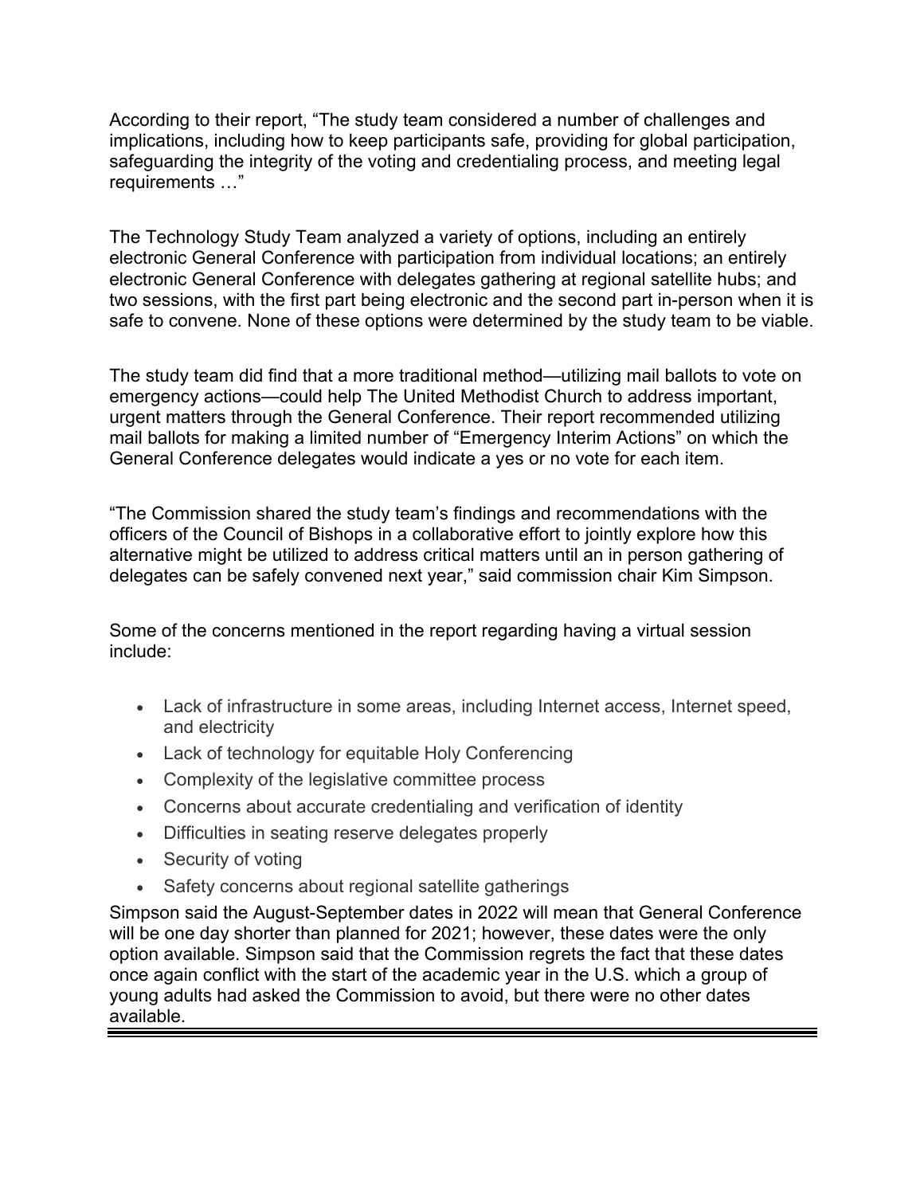According to their report, “The study team considered a number of challenges and implications, including how to keep participants safe, providing for global participation, safeguarding the integrity of the voting and credentialing process, and meeting legal requirements …”

The Technology Study Team analyzed a variety of options, including an entirely electronic General Conference with participation from individual locations; an entirely electronic General Conference with delegates gathering at regional satellite hubs; and two sessions, with the first part being electronic and the second part in-person when it is safe to convene. None of these options were determined by the study team to be viable.

The study team did find that a more traditional method—utilizing mail ballots to vote on emergency actions—could help The United Methodist Church to address important, urgent matters through the General Conference. Their report recommended utilizing mail ballots for making a limited number of “Emergency Interim Actions” on which the General Conference delegates would indicate a yes or no vote for each item.

“The Commission shared the study team’s findings and recommendations with the officers of the Council of Bishops in a collaborative effort to jointly explore how this alternative might be utilized to address critical matters until an in person gathering of delegates can be safely convened next year,” said commission chair Kim Simpson.

Some of the concerns mentioned in the report regarding having a virtual session include:

- Lack of infrastructure in some areas, including Internet access, Internet speed, and electricity
- Lack of technology for equitable Holy Conferencing
- Complexity of the legislative committee process
- Concerns about accurate credentialing and verification of identity
- Difficulties in seating reserve delegates properly
- Security of voting
- Safety concerns about regional satellite gatherings

Simpson said the August-September dates in 2022 will mean that General Conference will be one day shorter than planned for 2021; however, these dates were the only option available. Simpson said that the Commission regrets the fact that these dates once again conflict with the start of the academic year in the U.S. which a group of young adults had asked the Commission to avoid, but there were no other dates available.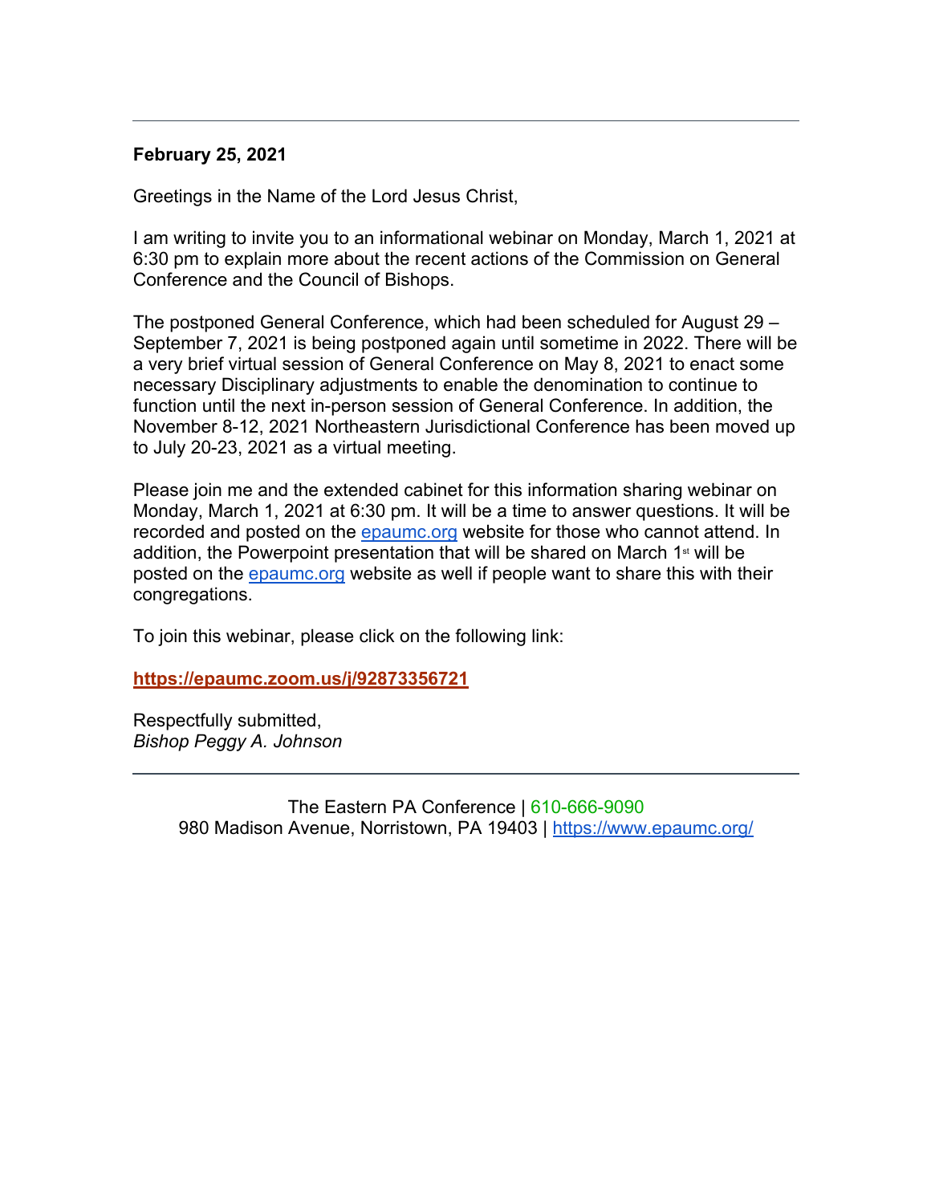---

**February 25, 2021**

Greetings in the Name of the Lord Jesus Christ,

I am writing to invite you to an informational webinar on Monday, March 1, 2021 at 6:30 pm to explain more about the recent actions of the Commission on General Conference and the Council of Bishops.

The postponed General Conference, which had been scheduled for August 29 – September 7, 2021 is being postponed again until sometime in 2022. There will be a very brief virtual session of General Conference on May 8, 2021 to enact some necessary Disciplinary adjustments to enable the denomination to continue to function until the next in-person session of General Conference. In addition, the November 8-12, 2021 Northeastern Jurisdictional Conference has been moved up to July 20-23, 2021 as a virtual meeting.

Please join me and the extended cabinet for this information sharing webinar on Monday, March 1, 2021 at 6:30 pm. It will be a time to answer questions. It will be recorded and posted on the epaumc.org website for those who cannot attend. In addition, the Powerpoint presentation that will be shared on March 1st will be posted on the epaumc.org website as well if people want to share this with their congregations.

To join this webinar, please click on the following link:

**https://epaumc.zoom.us/j/92873356721**

Respectfully submitted,
*Bishop Peggy A. Johnson*

---

The Eastern PA Conference | 610-666-9090
980 Madison Avenue, Norristown, PA 19403 | https://www.epaumc.org/